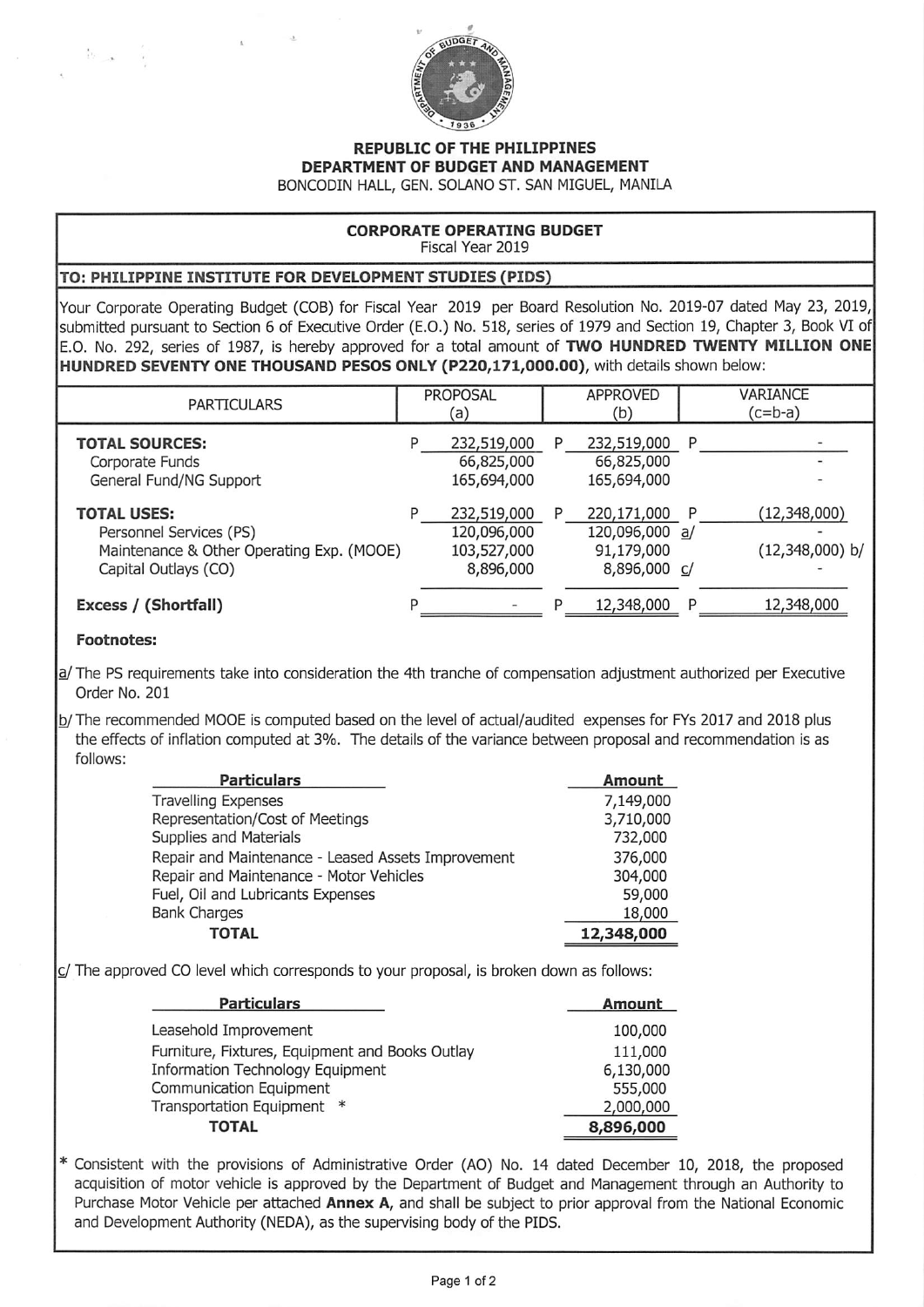**REPUBLIC OF THE PHILIPPINES**
**DEPARTMENT OF BUDGET AND MANAGEMENT**
BONCODIN HALL, GEN. SOLANO ST. SAN MIGUEL, MANILA

## CORPORATE OPERATING BUDGET
Fiscal Year 2019

**TO: PHILIPPINE INSTITUTE FOR DEVELOPMENT STUDIES (PIDS)**

Your Corporate Operating Budget (COB) for Fiscal Year 2019 per Board Resolution No. 2019-07 dated May 23, 2019, submitted pursuant to Section 6 of Executive Order (E.O.) No. 518, series of 1979 and Section 19, Chapter 3, Book VI of E.O. No. 292, series of 1987, is hereby approved for a total amount of **TWO HUNDRED TWENTY MILLION ONE HUNDRED SEVENTY ONE THOUSAND PESOS ONLY (P220,171,000.00)**, with details shown below:

| PARTICULARS | PROPOSAL (a) | APPROVED (b) | VARIANCE (c=b-a) |
|---|---|---|---|
| **TOTAL SOURCES:** | P 232,519,000 | P 232,519,000 | P - |
| Corporate Funds | 66,825,000 | 66,825,000 | - |
| General Fund/NG Support | 165,694,000 | 165,694,000 | - |
| **TOTAL USES:** | P 232,519,000 | P 220,171,000 | P (12,348,000) |
| Personnel Services (PS) | 120,096,000 | 120,096,000 a/ | - |
| Maintenance & Other Operating Exp. (MOOE) | 103,527,000 | 91,179,000 | (12,348,000) b/ |
| Capital Outlays (CO) | 8,896,000 | 8,896,000 c/ | - |
| **Excess / (Shortfall)** | P - | P 12,348,000 | P 12,348,000 |

**Footnotes:**

a/ The PS requirements take into consideration the 4th tranche of compensation adjustment authorized per Executive Order No. 201

b/ The recommended MOOE is computed based on the level of actual/audited expenses for FYs 2017 and 2018 plus the effects of inflation computed at 3%. The details of the variance between proposal and recommendation is as follows:

| Particulars | Amount |
|---|---|
| Travelling Expenses | 7,149,000 |
| Representation/Cost of Meetings | 3,710,000 |
| Supplies and Materials | 732,000 |
| Repair and Maintenance - Leased Assets Improvement | 376,000 |
| Repair and Maintenance - Motor Vehicles | 304,000 |
| Fuel, Oil and Lubricants Expenses | 59,000 |
| Bank Charges | 18,000 |
| **TOTAL** | **12,348,000** |

c/ The approved CO level which corresponds to your proposal, is broken down as follows:

| Particulars | Amount |
|---|---|
| Leasehold Improvement | 100,000 |
| Furniture, Fixtures, Equipment and Books Outlay | 111,000 |
| Information Technology Equipment | 6,130,000 |
| Communication Equipment | 555,000 |
| Transportation Equipment * | 2,000,000 |
| **TOTAL** | **8,896,000** |

\* Consistent with the provisions of Administrative Order (AO) No. 14 dated December 10, 2018, the proposed acquisition of motor vehicle is approved by the Department of Budget and Management through an Authority to Purchase Motor Vehicle per attached **Annex A**, and shall be subject to prior approval from the National Economic and Development Authority (NEDA), as the supervising body of the PIDS.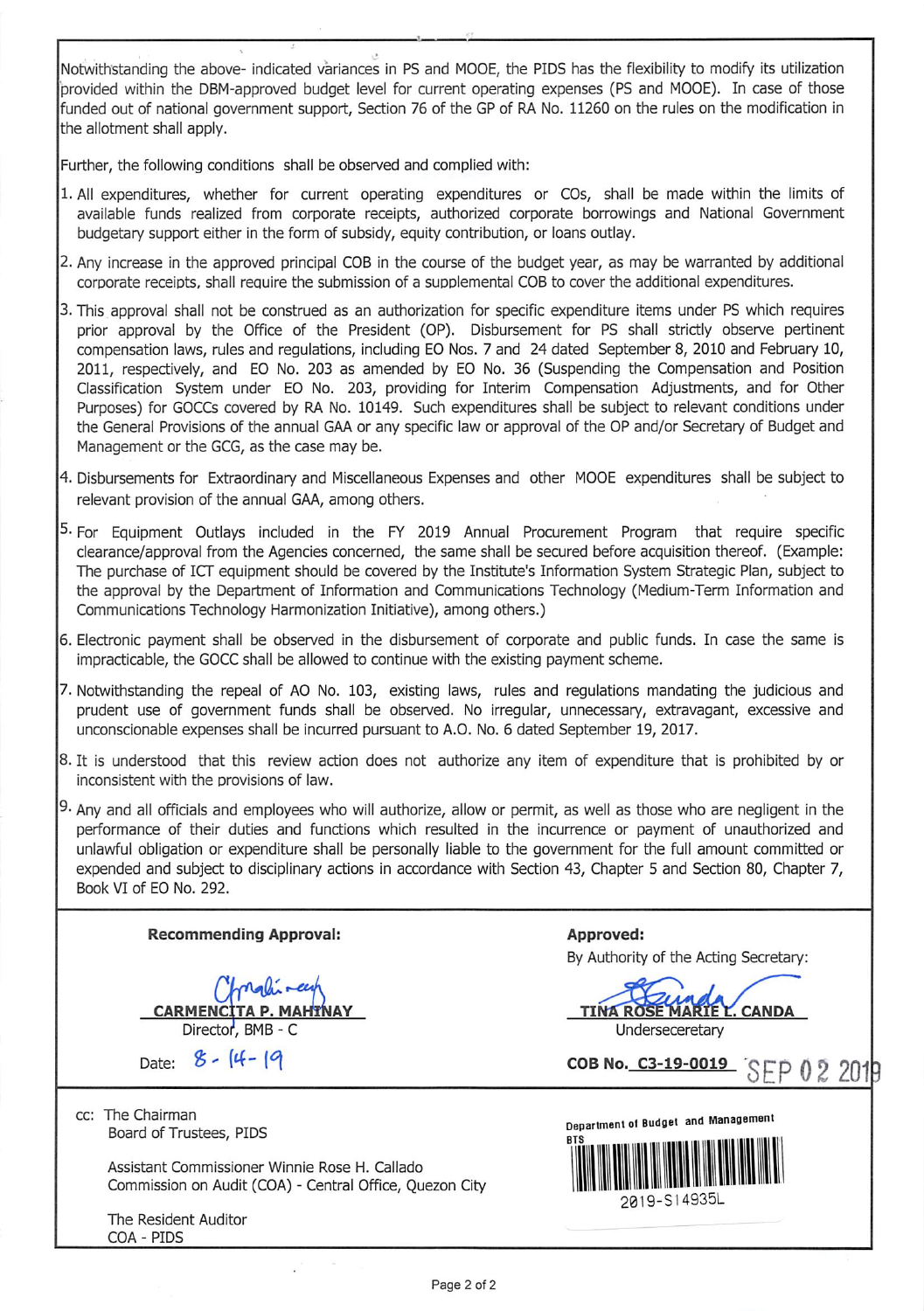Notwithstanding the above- indicated variances in PS and MOOE, the PIDS has the flexibility to modify its utilization provided within the DBM-approved budget level for current operating expenses (PS and MOOE). In case of those funded out of national government support, Section 76 of the GP of RA No. 11260 on the rules on the modification in the allotment shall apply.

Further, the following conditions shall be observed and complied with:

1. All expenditures, whether for current operating expenditures or COs, shall be made within the limits of available funds realized from corporate receipts, authorized corporate borrowings and National Government budgetary support either in the form of subsidy, equity contribution, or loans outlay.
2. Any increase in the approved principal COB in the course of the budget year, as may be warranted by additional corporate receipts, shall require the submission of a supplemental COB to cover the additional expenditures.
3. This approval shall not be construed as an authorization for specific expenditure items under PS which requires prior approval by the Office of the President (OP). Disbursement for PS shall strictly observe pertinent compensation laws, rules and regulations, including EO Nos. 7 and 24 dated September 8, 2010 and February 10, 2011, respectively, and EO No. 203 as amended by EO No. 36 (Suspending the Compensation and Position Classification System under EO No. 203, providing for Interim Compensation Adjustments, and for Other Purposes) for GOCCs covered by RA No. 10149. Such expenditures shall be subject to relevant conditions under the General Provisions of the annual GAA or any specific law or approval of the OP and/or Secretary of Budget and Management or the GCG, as the case may be.
4. Disbursements for Extraordinary and Miscellaneous Expenses and other MOOE expenditures shall be subject to relevant provision of the annual GAA, among others.
5. For Equipment Outlays included in the FY 2019 Annual Procurement Program that require specific clearance/approval from the Agencies concerned, the same shall be secured before acquisition thereof. (Example: The purchase of ICT equipment should be covered by the Institute's Information System Strategic Plan, subject to the approval by the Department of Information and Communications Technology (Medium-Term Information and Communications Technology Harmonization Initiative), among others.)
6. Electronic payment shall be observed in the disbursement of corporate and public funds. In case the same is impracticable, the GOCC shall be allowed to continue with the existing payment scheme.
7. Notwithstanding the repeal of AO No. 103, existing laws, rules and regulations mandating the judicious and prudent use of government funds shall be observed. No irregular, unnecessary, extravagant, excessive and unconscionable expenses shall be incurred pursuant to A.O. No. 6 dated September 19, 2017.
8. It is understood that this review action does not authorize any item of expenditure that is prohibited by or inconsistent with the provisions of law.
9. Any and all officials and employees who will authorize, allow or permit, as well as those who are negligent in the performance of their duties and functions which resulted in the incurrence or payment of unauthorized and unlawful obligation or expenditure shall be personally liable to the government for the full amount committed or expended and subject to disciplinary actions in accordance with Section 43, Chapter 5 and Section 80, Chapter 7, Book VI of EO No. 292.

**Recommending Approval:**

CARMENCITA P. MAHINAY
Director, BMB - C

Date: 8-14-19

**Approved:**
By Authority of the Acting Secretary:

TINA ROSE MARIE L. CANDA
Undersecretary

**COB No. C3-19-0019** SEP 02 2019

cc: The Chairman
Board of Trustees, PIDS

Assistant Commissioner Winnie Rose H. Callado
Commission on Audit (COA) - Central Office, Quezon City

The Resident Auditor
COA - PIDS

Department of Budget and Management
BTS
2019-S14935L